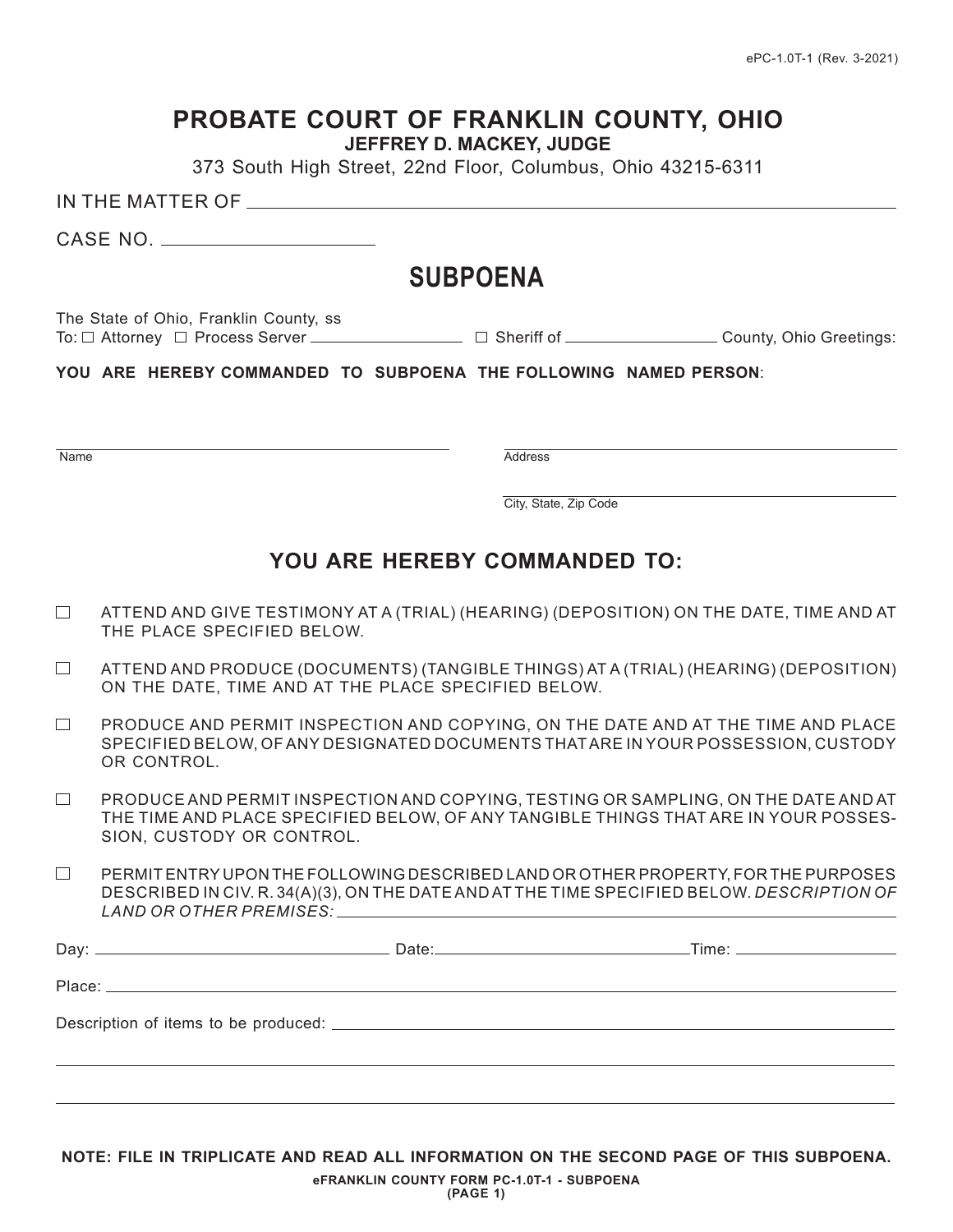ePC-1.0T-1 (Rev. 3-2021)

# PROBATE COURT OF FRANKLIN COUNTY, OHIO

**JEFFREY D. MACKEY, JUDGE**

373 South High Street, 22nd Floor, Columbus, Ohio 43215-6311

IN THE MATTER OF ______________________________________________

CASE NO. ____________________

## SUBPOENA

The State of Ohio, Franklin County, ss

To: ☐ Attorney ☐ Process Server ________________ ☐ Sheriff of ________________ County, Ohio Greetings:

**YOU ARE HEREBY COMMANDED TO SUBPOENA THE FOLLOWING NAMED PERSON**:

______________________________________ ______________________________________
Name Address

______________________________________
City, State, Zip Code

## YOU ARE HEREBY COMMANDED TO:

☐ ATTEND AND GIVE TESTIMONY AT A (TRIAL) (HEARING) (DEPOSITION) ON THE DATE, TIME AND AT THE PLACE SPECIFIED BELOW.

☐ ATTEND AND PRODUCE (DOCUMENTS) (TANGIBLE THINGS) AT A (TRIAL) (HEARING) (DEPOSITION) ON THE DATE, TIME AND AT THE PLACE SPECIFIED BELOW.

☐ PRODUCE AND PERMIT INSPECTION AND COPYING, ON THE DATE AND AT THE TIME AND PLACE SPECIFIED BELOW, OF ANY DESIGNATED DOCUMENTS THAT ARE IN YOUR POSSESSION, CUSTODY OR CONTROL.

☐ PRODUCE AND PERMIT INSPECTION AND COPYING, TESTING OR SAMPLING, ON THE DATE AND AT THE TIME AND PLACE SPECIFIED BELOW, OF ANY TANGIBLE THINGS THAT ARE IN YOUR POSSESSION, CUSTODY OR CONTROL.

☐ PERMIT ENTRY UPON THE FOLLOWING DESCRIBED LAND OR OTHER PROPERTY, FOR THE PURPOSES DESCRIBED IN CIV. R. 34(A)(3), ON THE DATE AND AT THE TIME SPECIFIED BELOW. *DESCRIPTION OF LAND OR OTHER PREMISES:* ______________________________

Day: ____________________ Date: ____________________ Time: ____________________

Place: ______________________________________________

Description of items to be produced: ______________________________________________

______________________________________________

______________________________________________

**NOTE: FILE IN TRIPLICATE AND READ ALL INFORMATION ON THE SECOND PAGE OF THIS SUBPOENA.**

**eFRANKLIN COUNTY FORM PC-1.0T-1 - SUBPOENA (PAGE 1)**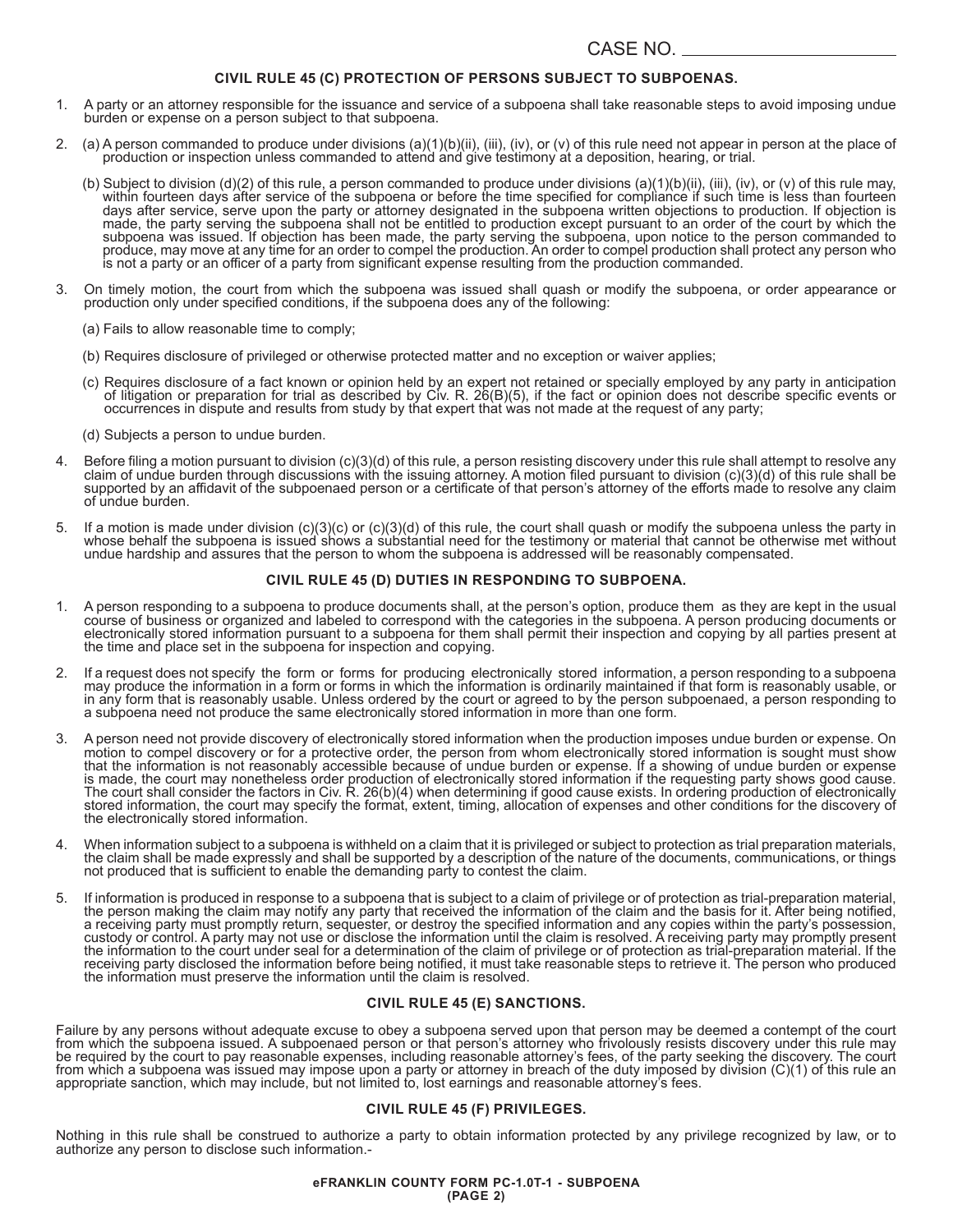CASE NO. ______________________

### CIVIL RULE 45 (C) PROTECTION OF PERSONS SUBJECT TO SUBPOENAS.

1. A party or an attorney responsible for the issuance and service of a subpoena shall take reasonable steps to avoid imposing undue burden or expense on a person subject to that subpoena.

2. (a) A person commanded to produce under divisions (a)(1)(b)(ii), (iii), (iv), or (v) of this rule need not appear in person at the place of production or inspection unless commanded to attend and give testimony at a deposition, hearing, or trial.

   (b) Subject to division (d)(2) of this rule, a person commanded to produce under divisions (a)(1)(b)(ii), (iii), (iv), or (v) of this rule may, within fourteen days after service of the subpoena or before the time specified for compliance if such time is less than fourteen days after service, serve upon the party or attorney designated in the subpoena written objections to production. If objection is made, the party serving the subpoena shall not be entitled to production except pursuant to an order of the court by which the subpoena was issued. If objection has been made, the party serving the subpoena, upon notice to the person commanded to produce, may move at any time for an order to compel the production. An order to compel production shall protect any person who is not a party or an officer of a party from significant expense resulting from the production commanded.

3. On timely motion, the court from which the subpoena was issued shall quash or modify the subpoena, or order appearance or production only under specified conditions, if the subpoena does any of the following:

   (a) Fails to allow reasonable time to comply;

   (b) Requires disclosure of privileged or otherwise protected matter and no exception or waiver applies;

   (c) Requires disclosure of a fact known or opinion held by an expert not retained or specially employed by any party in anticipation of litigation or preparation for trial as described by Civ. R. 26(B)(5), if the fact or opinion does not describe specific events or occurrences in dispute and results from study by that expert that was not made at the request of any party;

   (d) Subjects a person to undue burden.

4. Before filing a motion pursuant to division (c)(3)(d) of this rule, a person resisting discovery under this rule shall attempt to resolve any claim of undue burden through discussions with the issuing attorney. A motion filed pursuant to division (c)(3)(d) of this rule shall be supported by an affidavit of the subpoenaed person or a certificate of that person's attorney of the efforts made to resolve any claim of undue burden.

5. If a motion is made under division (c)(3)(c) or (c)(3)(d) of this rule, the court shall quash or modify the subpoena unless the party in whose behalf the subpoena is issued shows a substantial need for the testimony or material that cannot be otherwise met without undue hardship and assures that the person to whom the subpoena is addressed will be reasonably compensated.

### CIVIL RULE 45 (D) DUTIES IN RESPONDING TO SUBPOENA.

1. A person responding to a subpoena to produce documents shall, at the person's option, produce them as they are kept in the usual course of business or organized and labeled to correspond with the categories in the subpoena. A person producing documents or electronically stored information pursuant to a subpoena for them shall permit their inspection and copying by all parties present at the time and place set in the subpoena for inspection and copying.

2. If a request does not specify the form or forms for producing electronically stored information, a person responding to a subpoena may produce the information in a form or forms in which the information is ordinarily maintained if that form is reasonably usable, or in any form that is reasonably usable. Unless ordered by the court or agreed to by the person subpoenaed, a person responding to a subpoena need not produce the same electronically stored information in more than one form.

3. A person need not provide discovery of electronically stored information when the production imposes undue burden or expense. On motion to compel discovery or for a protective order, the person from whom electronically stored information is sought must show that the information is not reasonably accessible because of undue burden or expense. If a showing of undue burden or expense is made, the court may nonetheless order production of electronically stored information if the requesting party shows good cause. The court shall consider the factors in Civ. R. 26(b)(4) when determining if good cause exists. In ordering production of electronically stored information, the court may specify the format, extent, timing, allocation of expenses and other conditions for the discovery of the electronically stored information.

4. When information subject to a subpoena is withheld on a claim that it is privileged or subject to protection as trial preparation materials, the claim shall be made expressly and shall be supported by a description of the nature of the documents, communications, or things not produced that is sufficient to enable the demanding party to contest the claim.

5. If information is produced in response to a subpoena that is subject to a claim of privilege or of protection as trial-preparation material, the person making the claim may notify any party that received the information of the claim and the basis for it. After being notified, a receiving party must promptly return, sequester, or destroy the specified information and any copies within the party's possession, custody or control. A party may not use or disclose the information until the claim is resolved. A receiving party may promptly present the information to the court under seal for a determination of the claim of privilege or of protection as trial-preparation material. If the receiving party disclosed the information before being notified, it must take reasonable steps to retrieve it. The person who produced the information must preserve the information until the claim is resolved.

### CIVIL RULE 45 (E) SANCTIONS.

Failure by any persons without adequate excuse to obey a subpoena served upon that person may be deemed a contempt of the court from which the subpoena issued. A subpoenaed person or that person's attorney who frivolously resists discovery under this rule may be required by the court to pay reasonable expenses, including reasonable attorney's fees, of the party seeking the discovery. The court from which a subpoena was issued may impose upon a party or attorney in breach of the duty imposed by division (C)(1) of this rule an appropriate sanction, which may include, but not limited to, lost earnings and reasonable attorney's fees.

### CIVIL RULE 45 (F) PRIVILEGES.

Nothing in this rule shall be construed to authorize a party to obtain information protected by any privilege recognized by law, or to authorize any person to disclose such information.-

**eFRANKLIN COUNTY FORM PC-1.0T-1 - SUBPOENA**
**(PAGE 2)**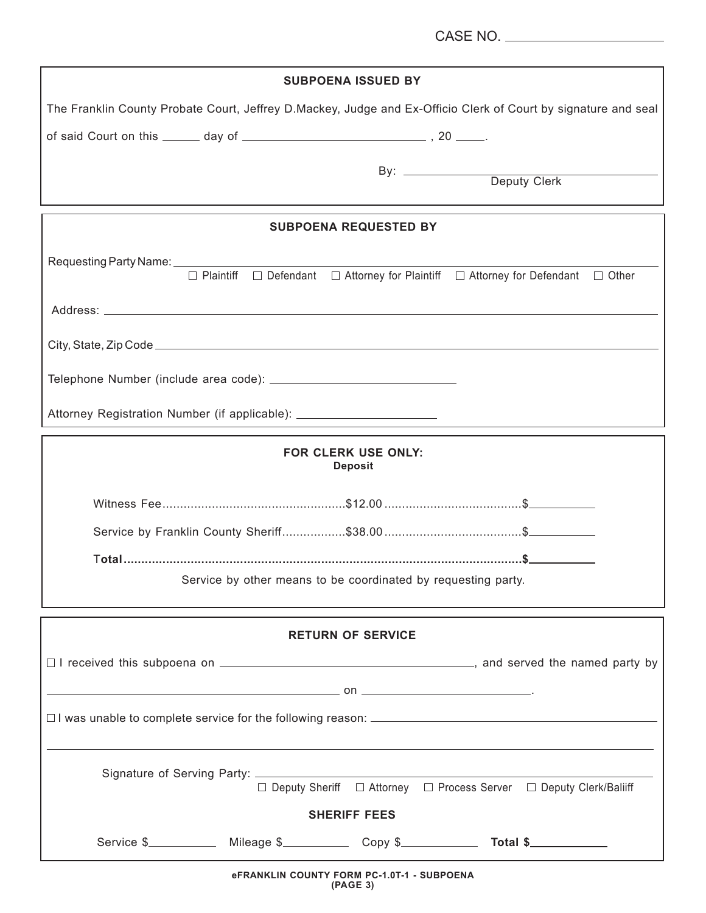CASE NO. ____________________

## SUBPOENA ISSUED BY

The Franklin County Probate Court, Jeffrey D.Mackey, Judge and Ex-Officio Clerk of Court by signature and seal of said Court on this ______ day of ____________________________ , 20 _____.

By: ______________________________
Deputy Clerk

## SUBPOENA REQUESTED BY

Requesting Party Name: ____________________________________________

☐ Plaintiff ☐ Defendant ☐ Attorney for Plaintiff ☐ Attorney for Defendant ☐ Other

Address: ____________________________________________

City, State, Zip Code ____________________________________________

Telephone Number (include area code): ____________________________

Attorney Registration Number (if applicable): ______________________

## FOR CLERK USE ONLY:

**Deposit**

Witness Fee....................................................$12.00 .......................................$__________

Service by Franklin County Sheriff..................$38.00 .......................................$__________

**Total**..................................................................................................................**$**__________

Service by other means to be coordinated by requesting party.

## RETURN OF SERVICE

☐ I received this subpoena on ____________________________________, and served the named party by ____________________________________________ on __________________________.

☐ I was unable to complete service for the following reason: ____________________________________________

____________________________________________________________________________

Signature of Serving Party: ____________________________________________

☐ Deputy Sheriff ☐ Attorney ☐ Process Server ☐ Deputy Clerk/Baliiff

**SHERIFF FEES**

Service $__________ Mileage $__________ Copy $____________ **Total $**____________

**eFRANKLIN COUNTY FORM PC-1.0T-1 - SUBPOENA**
**(PAGE 3)**